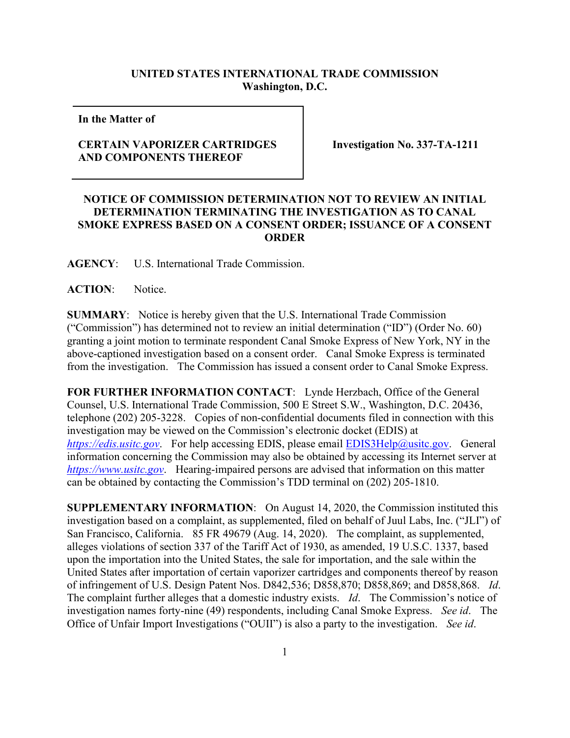**UNITED STATES INTERNATIONAL TRADE COMMISSION**
**Washington, D.C.**

| In the Matter of<br><br>**CERTAIN VAPORIZER CARTRIDGES AND COMPONENTS THEREOF** | **Investigation No. 337-TA-1211** |
|---|---|

**NOTICE OF COMMISSION DETERMINATION NOT TO REVIEW AN INITIAL DETERMINATION TERMINATING THE INVESTIGATION AS TO CANAL SMOKE EXPRESS BASED ON A CONSENT ORDER; ISSUANCE OF A CONSENT ORDER**

**AGENCY**: U.S. International Trade Commission.

**ACTION**: Notice.

**SUMMARY**: Notice is hereby given that the U.S. International Trade Commission ("Commission") has determined not to review an initial determination ("ID") (Order No. 60) granting a joint motion to terminate respondent Canal Smoke Express of New York, NY in the above-captioned investigation based on a consent order. Canal Smoke Express is terminated from the investigation. The Commission has issued a consent order to Canal Smoke Express.

**FOR FURTHER INFORMATION CONTACT**: Lynde Herzbach, Office of the General Counsel, U.S. International Trade Commission, 500 E Street S.W., Washington, D.C. 20436, telephone (202) 205-3228. Copies of non-confidential documents filed in connection with this investigation may be viewed on the Commission's electronic docket (EDIS) at *https://edis.usitc.gov*. For help accessing EDIS, please email EDIS3Help@usitc.gov. General information concerning the Commission may also be obtained by accessing its Internet server at *https://www.usitc.gov*. Hearing-impaired persons are advised that information on this matter can be obtained by contacting the Commission's TDD terminal on (202) 205-1810.

**SUPPLEMENTARY INFORMATION**: On August 14, 2020, the Commission instituted this investigation based on a complaint, as supplemented, filed on behalf of Juul Labs, Inc. ("JLI") of San Francisco, California. 85 FR 49679 (Aug. 14, 2020). The complaint, as supplemented, alleges violations of section 337 of the Tariff Act of 1930, as amended, 19 U.S.C. 1337, based upon the importation into the United States, the sale for importation, and the sale within the United States after importation of certain vaporizer cartridges and components thereof by reason of infringement of U.S. Design Patent Nos. D842,536; D858,870; D858,869; and D858,868. *Id*. The complaint further alleges that a domestic industry exists. *Id*. The Commission's notice of investigation names forty-nine (49) respondents, including Canal Smoke Express. *See id*. The Office of Unfair Import Investigations ("OUII") is also a party to the investigation. *See id*.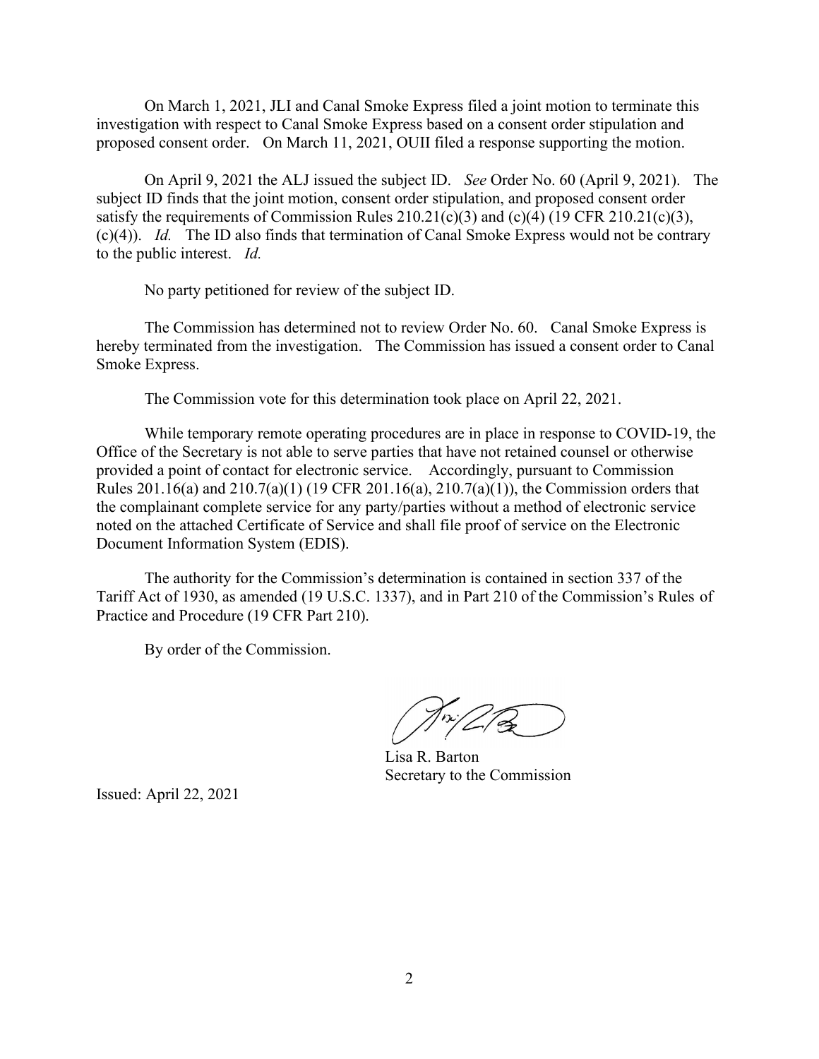On March 1, 2021, JLI and Canal Smoke Express filed a joint motion to terminate this investigation with respect to Canal Smoke Express based on a consent order stipulation and proposed consent order. On March 11, 2021, OUII filed a response supporting the motion.

On April 9, 2021 the ALJ issued the subject ID. *See* Order No. 60 (April 9, 2021). The subject ID finds that the joint motion, consent order stipulation, and proposed consent order satisfy the requirements of Commission Rules 210.21(c)(3) and (c)(4) (19 CFR 210.21(c)(3), (c)(4)). *Id.* The ID also finds that termination of Canal Smoke Express would not be contrary to the public interest. *Id.*

No party petitioned for review of the subject ID.

The Commission has determined not to review Order No. 60. Canal Smoke Express is hereby terminated from the investigation. The Commission has issued a consent order to Canal Smoke Express.

The Commission vote for this determination took place on April 22, 2021.

While temporary remote operating procedures are in place in response to COVID-19, the Office of the Secretary is not able to serve parties that have not retained counsel or otherwise provided a point of contact for electronic service. Accordingly, pursuant to Commission Rules 201.16(a) and 210.7(a)(1) (19 CFR 201.16(a), 210.7(a)(1)), the Commission orders that the complainant complete service for any party/parties without a method of electronic service noted on the attached Certificate of Service and shall file proof of service on the Electronic Document Information System (EDIS).

The authority for the Commission's determination is contained in section 337 of the Tariff Act of 1930, as amended (19 U.S.C. 1337), and in Part 210 of the Commission's Rules of Practice and Procedure (19 CFR Part 210).

By order of the Commission.

Lisa R. Barton
Secretary to the Commission

Issued: April 22, 2021